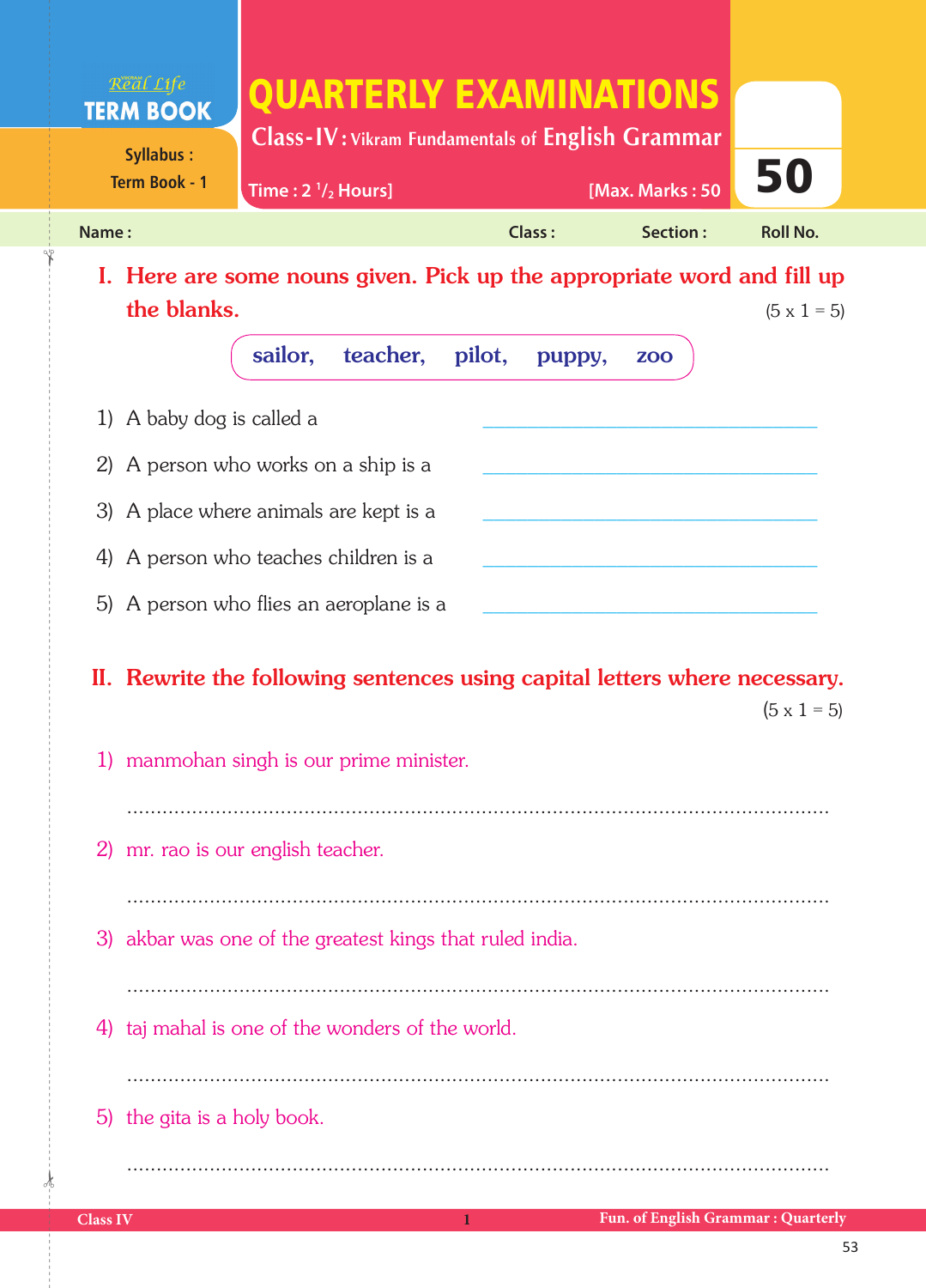Real Life

**TERM BOOK**

Syllabus : Term Book - 1

# QUARTERLY EXAMINATIONS

## Class-IV : Vikram Fundamentals of English Grammar

Time : 2 $^{1}/_{2}$ Hours] [Max. Marks : 50

**50**

Name : Class : Section : Roll No.

### I. Here are some nouns given. Pick up the appropriate word and fill up the blanks. (5 x 1 = 5)

**sailor, teacher, pilot, puppy, zoo**

1) A baby dog is called a ______________________

2) A person who works on a ship is a ______________________

3) A place where animals are kept is a ______________________

4) A person who teaches children is a ______________________

5) A person who flies an aeroplane is a ______________________

### II. Rewrite the following sentences using capital letters where necessary. (5 x 1 = 5)

1) manmohan singh is our prime minister.

..........................................................................................................

2) mr. rao is our english teacher.

..........................................................................................................

3) akbar was one of the greatest kings that ruled india.

..........................................................................................................

4) taj mahal is one of the wonders of the world.

..........................................................................................................

5) the gita is a holy book.

..........................................................................................................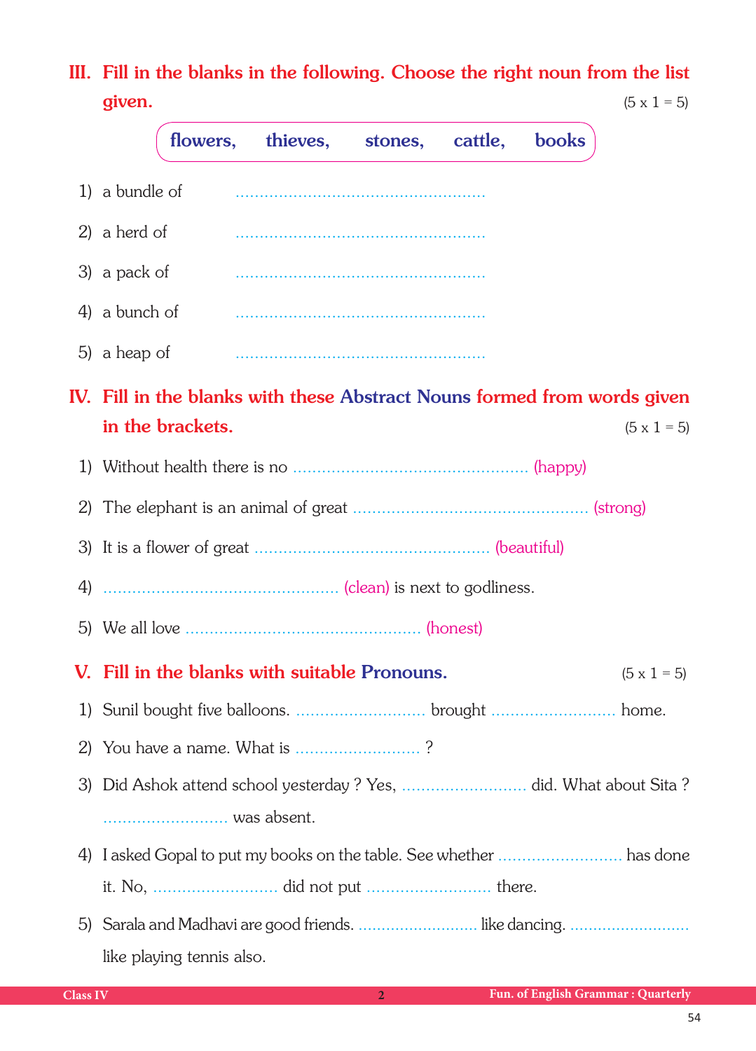## III. Fill in the blanks in the following. Choose the right noun from the list given. (5 x 1 = 5)

**flowers, thieves, stones, cattle, books**

1) a bundle of ....................................................

2) a herd of ....................................................

3) a pack of ....................................................

4) a bunch of ....................................................

5) a heap of ....................................................

## IV. Fill in the blanks with these Abstract Nouns formed from words given in the brackets. (5 x 1 = 5)

1) Without health there is no ................................................. (happy)

2) The elephant is an animal of great ................................................. (strong)

3) It is a flower of great ................................................. (beautiful)

4) ................................................. (clean) is next to godliness.

5) We all love ................................................. (honest)

## V. Fill in the blanks with suitable Pronouns. (5 x 1 = 5)

1) Sunil bought five balloons. ........................... brought .......................... home.

2) You have a name. What is .......................... ?

3) Did Ashok attend school yesterday ? Yes, .......................... did. What about Sita ? .......................... was absent.

4) I asked Gopal to put my books on the table. See whether .......................... has done it. No, .......................... did not put .......................... there.

5) Sarala and Madhavi are good friends. .......................... like dancing. .......................... like playing tennis also.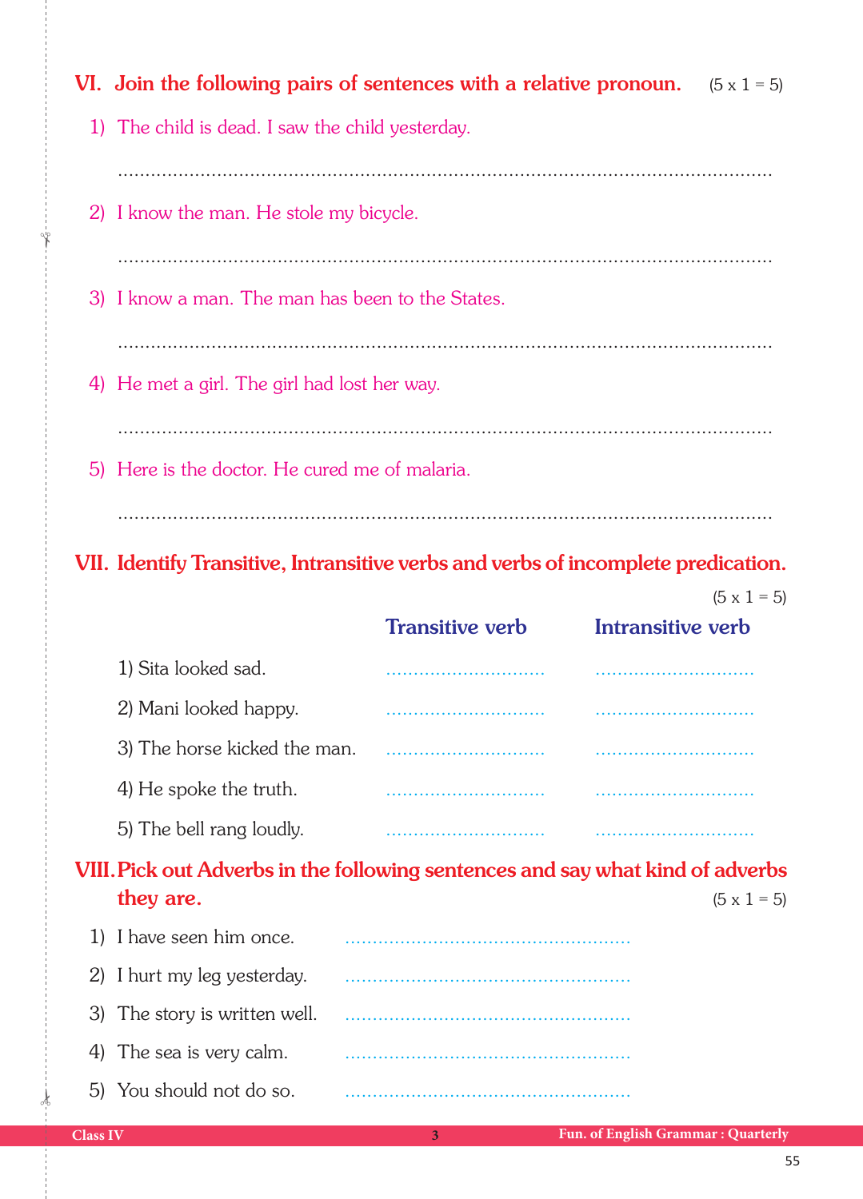## VI. Join the following pairs of sentences with a relative pronoun. (5 x 1 = 5)

1) The child is dead. I saw the child yesterday.

..........................................................................................................................

2) I know the man. He stole my bicycle.

..........................................................................................................................

3) I know a man. The man has been to the States.

..........................................................................................................................

4) He met a girl. The girl had lost her way.

..........................................................................................................................

5) Here is the doctor. He cured me of malaria.

..........................................................................................................................

## VII. Identify Transitive, Intransitive verbs and verbs of incomplete predication.

(5 x 1 = 5)

| | Transitive verb | Intransitive verb |
|---|---|---|
| 1) Sita looked sad. | ............................. | ............................. |
| 2) Mani looked happy. | ............................. | ............................. |
| 3) The horse kicked the man. | ............................. | ............................. |
| 4) He spoke the truth. | ............................. | ............................. |
| 5) The bell rang loudly. | ............................. | ............................. |

## VIII. Pick out Adverbs in the following sentences and say what kind of adverbs they are. (5 x 1 = 5)

1) I have seen him once. ....................................................
2) I hurt my leg yesterday. ....................................................
3) The story is written well. ....................................................
4) The sea is very calm. ....................................................
5) You should not do so. ....................................................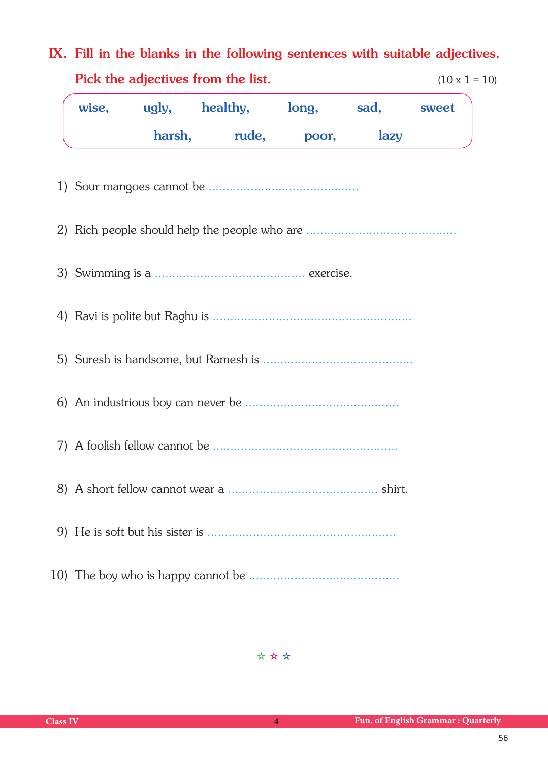## IX. Fill in the blanks in the following sentences with suitable adjectives. Pick the adjectives from the list.

(10 x 1 = 10)

| | | | | | |
|---|---|---|---|---|---|
| **wise,** | **ugly,** | **healthy,** | **long,** | **sad,** | **sweet** |
| | **harsh,** | **rude,** | **poor,** | **lazy** | |

1) Sour mangoes cannot be ..........................................

2) Rich people should help the people who are ..........................................

3) Swimming is a .......................................... exercise.

4) Ravi is polite but Raghu is ........................................................

5) Suresh is handsome, but Ramesh is ..........................................

6) An industrious boy can never be ...........................................

7) A foolish fellow cannot be ....................................................

8) A short fellow cannot wear a .......................................... shirt.

9) He is soft but his sister is .....................................................

10) The boy who is happy cannot be ..........................................

☆ ☆ ☆